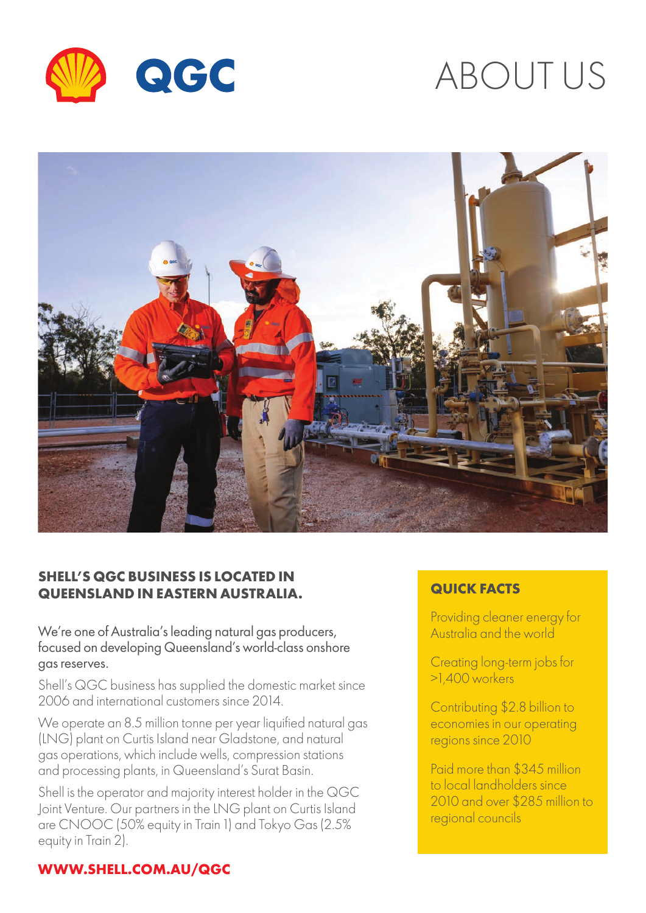# ABOUT US

## SHELL'S QGC BUSINESS IS LOCATED IN QUEENSLAND IN EASTERN AUSTRALIA.

We're one of Australia's leading natural gas producers, focused on developing Queensland's world-class onshore gas reserves.

Shell's QGC business has supplied the domestic market since 2006 and international customers since 2014.

We operate an 8.5 million tonne per year liquified natural gas (LNG) plant on Curtis Island near Gladstone, and natural gas operations, which include wells, compression stations and processing plants, in Queensland's Surat Basin.

Shell is the operator and majority interest holder in the QGC Joint Venture. Our partners in the LNG plant on Curtis Island are CNOOC (50% equity in Train 1) and Tokyo Gas (2.5% equity in Train 2).

**WWW.SHELL.COM.AU/QGC**

### QUICK FACTS

Providing cleaner energy for Australia and the world

Creating long-term jobs for >1,400 workers

Contributing $2.8 billion to economies in our operating regions since 2010

Paid more than $345 million to local landholders since 2010 and over $285 million to regional councils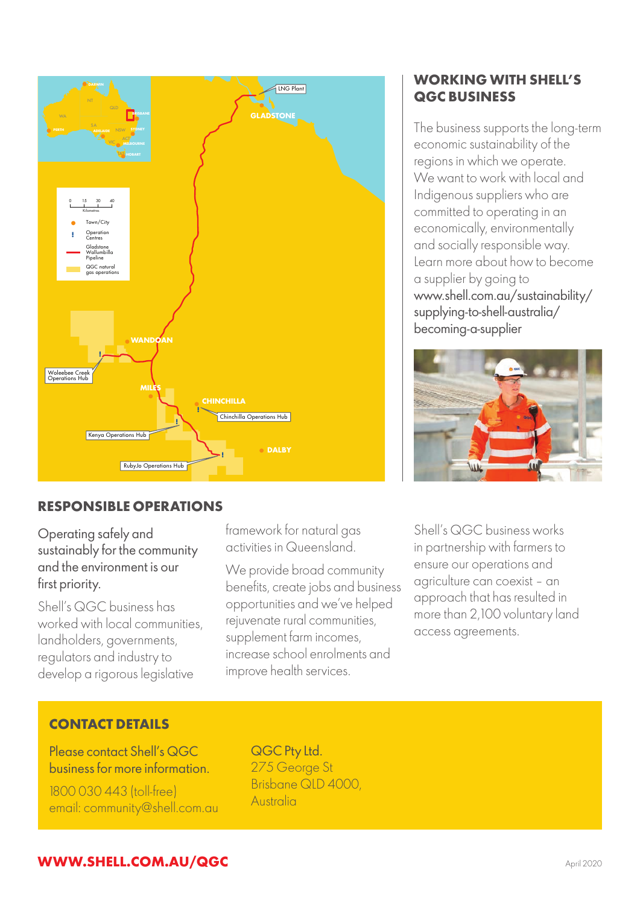## WORKING WITH SHELL'S QGC BUSINESS

The business supports the long-term economic sustainability of the regions in which we operate. We want to work with local and Indigenous suppliers who are committed to operating in an economically, environmentally and socially responsible way. Learn more about how to become a supplier by going to www.shell.com.au/sustainability/supplying-to-shell-australia/becoming-a-supplier

## RESPONSIBLE OPERATIONS

Operating safely and sustainably for the community and the environment is our first priority.

Shell's QGC business has worked with local communities, landholders, governments, regulators and industry to develop a rigorous legislative framework for natural gas activities in Queensland.

We provide broad community benefits, create jobs and business opportunities and we've helped rejuvenate rural communities, supplement farm incomes, increase school enrolments and improve health services.

Shell's QGC business works in partnership with farmers to ensure our operations and agriculture can coexist – an approach that has resulted in more than 2,100 voluntary land access agreements.

## CONTACT DETAILS

Please contact Shell's QGC business for more information.

1800 030 443 (toll-free)
email: community@shell.com.au

QGC Pty Ltd.
275 George St
Brisbane QLD 4000,
Australia

**WWW.SHELL.COM.AU/QGC**

April 2020